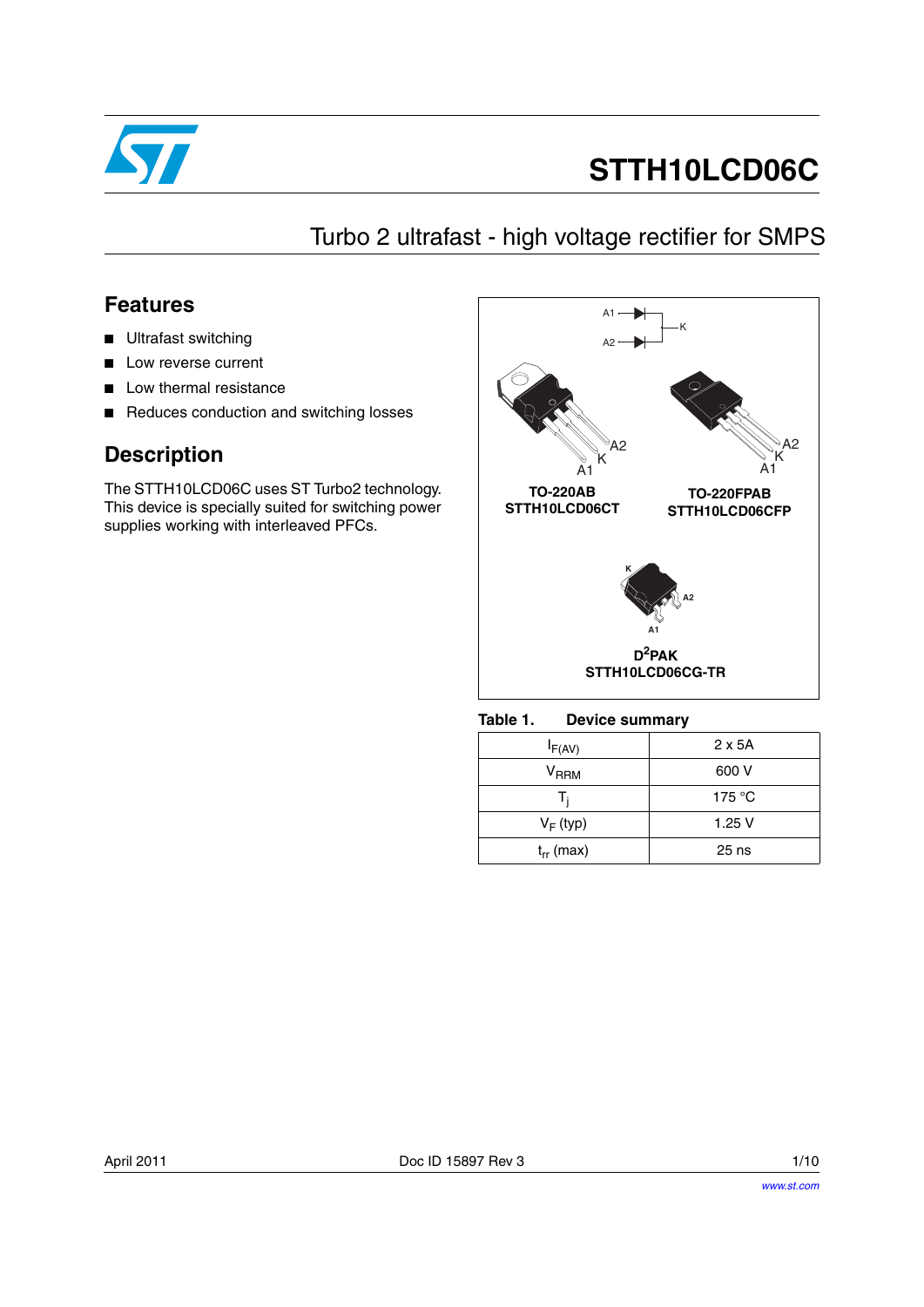# STTH10LCD06C

## Turbo 2 ultrafast - high voltage rectifier for SMPS

### Features

- Ultrafast switching
- Low reverse current
- Low thermal resistance
- Reduces conduction and switching losses

### Description

The STTH10LCD06C uses ST Turbo2 technology. This device is specially suited for switching power supplies working with interleaved PFCs.

TO-220AB
STTH10LCD06CT

TO-220FPAB
STTH10LCD06CFP

$D^2PAK$
STTH10LCD06CG-TR

**Table 1. Device summary**

| | |
|---|---|
| $I_{F(AV)}$ | 2 x 5A |
| $V_{RRM}$ | 600 V |
| $T_j$ | 175 °C |
| $V_F$ (typ) | 1.25 V |
| $t_{rr}$ (max) | 25 ns |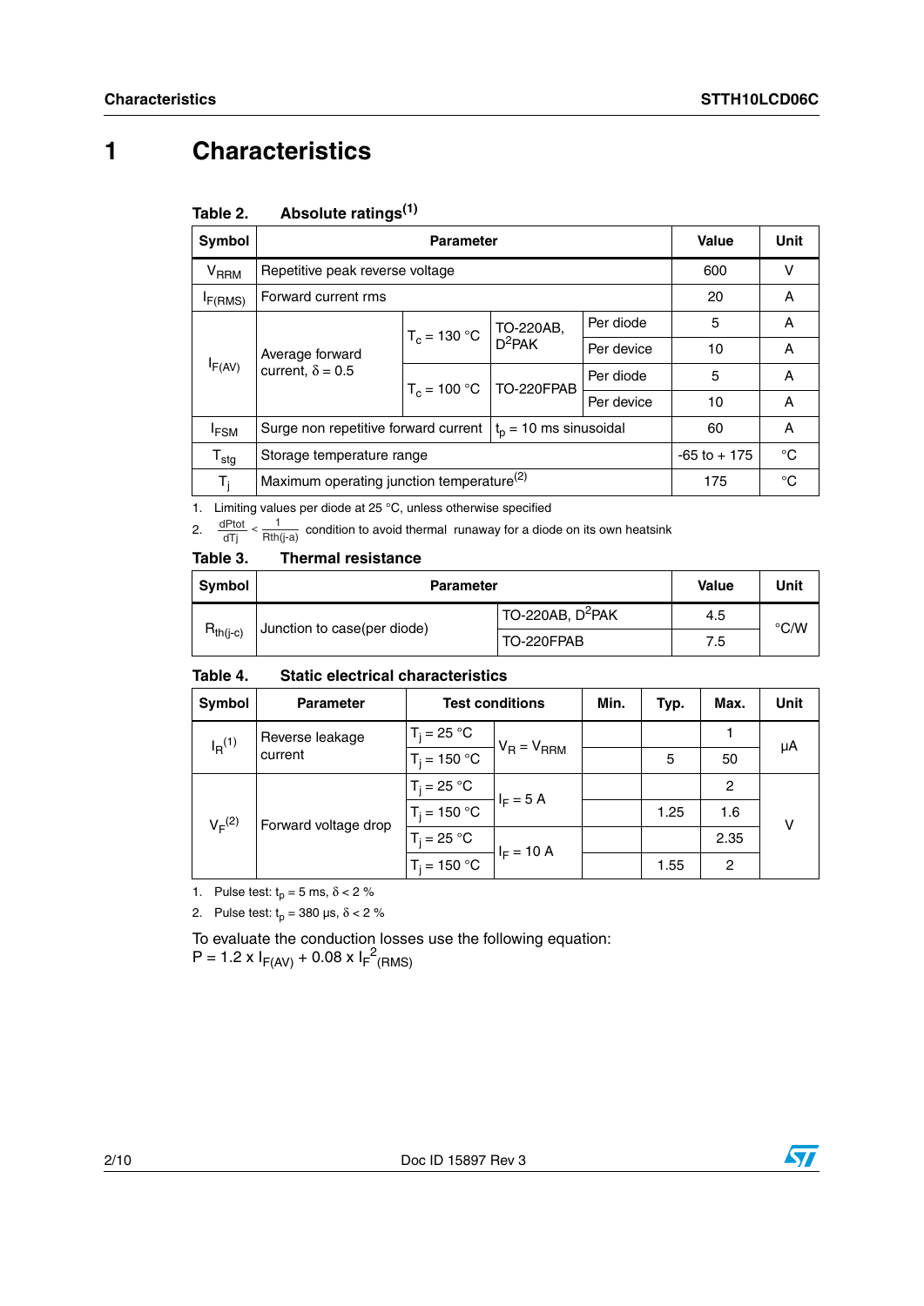# 1 Characteristics

**Table 2. Absolute ratings[(1)]**

| Symbol | Parameter | | | | Value | Unit |
|---|---|---|---|---|---|---|
| $V_{RRM}$ | Repetitive peak reverse voltage | | | | 600 | V |
| $I_{F(RMS)}$ | Forward current rms | | | | 20 | A |
| $I_{F(AV)}$ | Average forward current, $\delta = 0.5$ | $T_c = 130\ °C$ | TO-220AB, $D^2PAK$ | Per diode | 5 | A |
| | | | | Per device | 10 | A |
| | | $T_c = 100\ °C$ | TO-220FPAB | Per diode | 5 | A |
| | | | | Per device | 10 | A |
| $I_{FSM}$ | Surge non repetitive forward current | $t_p = 10$ ms sinusoidal | | | 60 | A |
| $T_{stg}$ | Storage temperature range | | | | -65 to + 175 | °C |
| $T_j$ | Maximum operating junction temperature[(2)] | | | | 175 | °C |

1. Limiting values per diode at 25 °C, unless otherwise specified
2. $\frac{dPtot}{dTj} < \frac{1}{Rth(j-a)}$ condition to avoid thermal runaway for a diode on its own heatsink

**Table 3. Thermal resistance**

| Symbol | Parameter | | Value | Unit |
|---|---|---|---|---|
| $R_{th(j-c)}$ | Junction to case(per diode) | TO-220AB, $D^2PAK$ | 4.5 | °C/W |
| | | TO-220FPAB | 7.5 | |

**Table 4. Static electrical characteristics**

| Symbol | Parameter | Test conditions | | Min. | Typ. | Max. | Unit |
|---|---|---|---|---|---|---|---|
| $I_R$[(1)] | Reverse leakage current | $T_j = 25\ °C$ | $V_R = V_{RRM}$ | | | 1 | µA |
| | | $T_j = 150\ °C$ | | | 5 | 50 | |
| $V_F$[(2)] | Forward voltage drop | $T_j = 25\ °C$ | $I_F = 5$ A | | | 2 | V |
| | | $T_j = 150\ °C$ | | | 1.25 | 1.6 | |
| | | $T_j = 25\ °C$ | $I_F = 10$ A | | | 2.35 | |
| | | $T_j = 150\ °C$ | | | 1.55 | 2 | |

1. Pulse test: $t_p = 5$ ms, $\delta < 2$ %
2. Pulse test: $t_p = 380$ µs, $\delta < 2$ %

To evaluate the conduction losses use the following equation:
$P = 1.2 \times I_{F(AV)} + 0.08 \times I_F{}^2{}_{(RMS)}$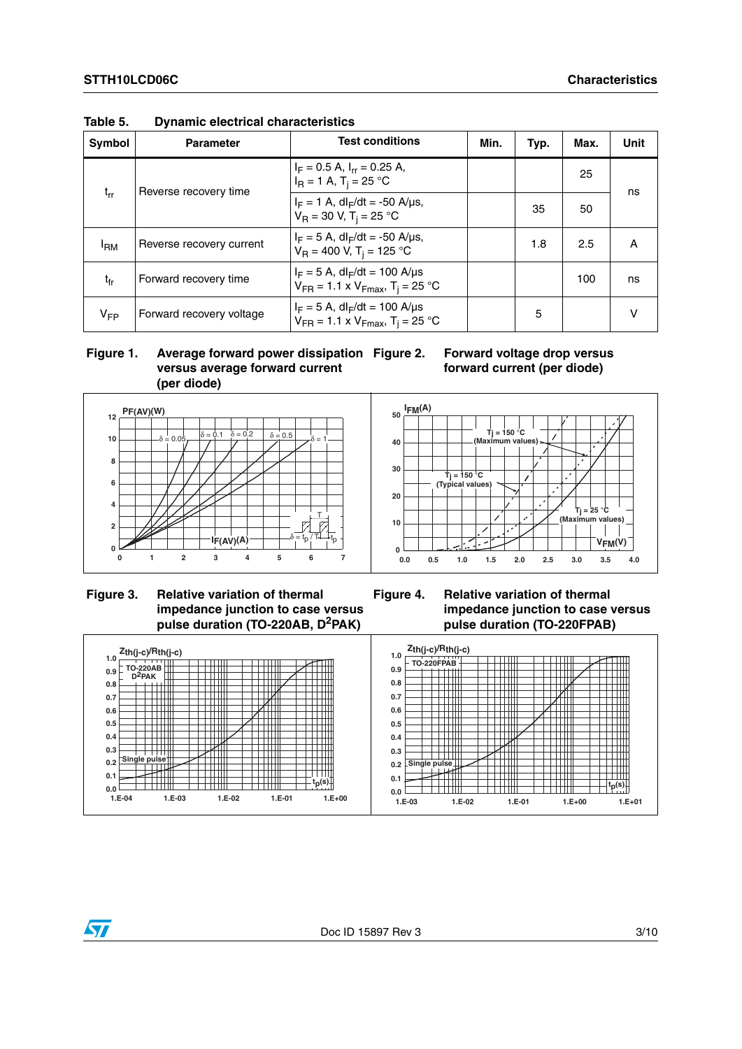Table 5. Dynamic electrical characteristics

| Symbol | Parameter | Test conditions | Min. | Typ. | Max. | Unit |
|---|---|---|---|---|---|---|
| $t_{rr}$ | Reverse recovery time | $I_F$ = 0.5 A, $I_{rr}$ = 0.25 A, $I_R$ = 1 A, $T_j$ = 25 °C | | | 25 | ns |
| | | $I_F$ = 1 A, $dI_F/dt$ = -50 A/µs, $V_R$ = 30 V, $T_j$ = 25 °C | | 35 | 50 | |
| $I_{RM}$ | Reverse recovery current | $I_F$ = 5 A, $dI_F/dt$ = -50 A/µs, $V_R$ = 400 V, $T_j$ = 125 °C | | 1.8 | 2.5 | A |
| $t_{fr}$ | Forward recovery time | $I_F$ = 5 A, $dI_F/dt$ = 100 A/µs $V_{FR}$ = 1.1 x $V_{Fmax}$, $T_j$ = 25 °C | | | 100 | ns |
| $V_{FP}$ | Forward recovery voltage | $I_F$ = 5 A, $dI_F/dt$ = 100 A/µs $V_{FR}$ = 1.1 x $V_{Fmax}$, $T_j$ = 25 °C | | 5 | | V |

Figure 1. Average forward power dissipation versus average forward current (per diode)

Figure 2. Forward voltage drop versus forward current (per diode)

Figure 3. Relative variation of thermal impedance junction to case versus pulse duration (TO-220AB, $D^2PAK$)

Figure 4. Relative variation of thermal impedance junction to case versus pulse duration (TO-220FPAB)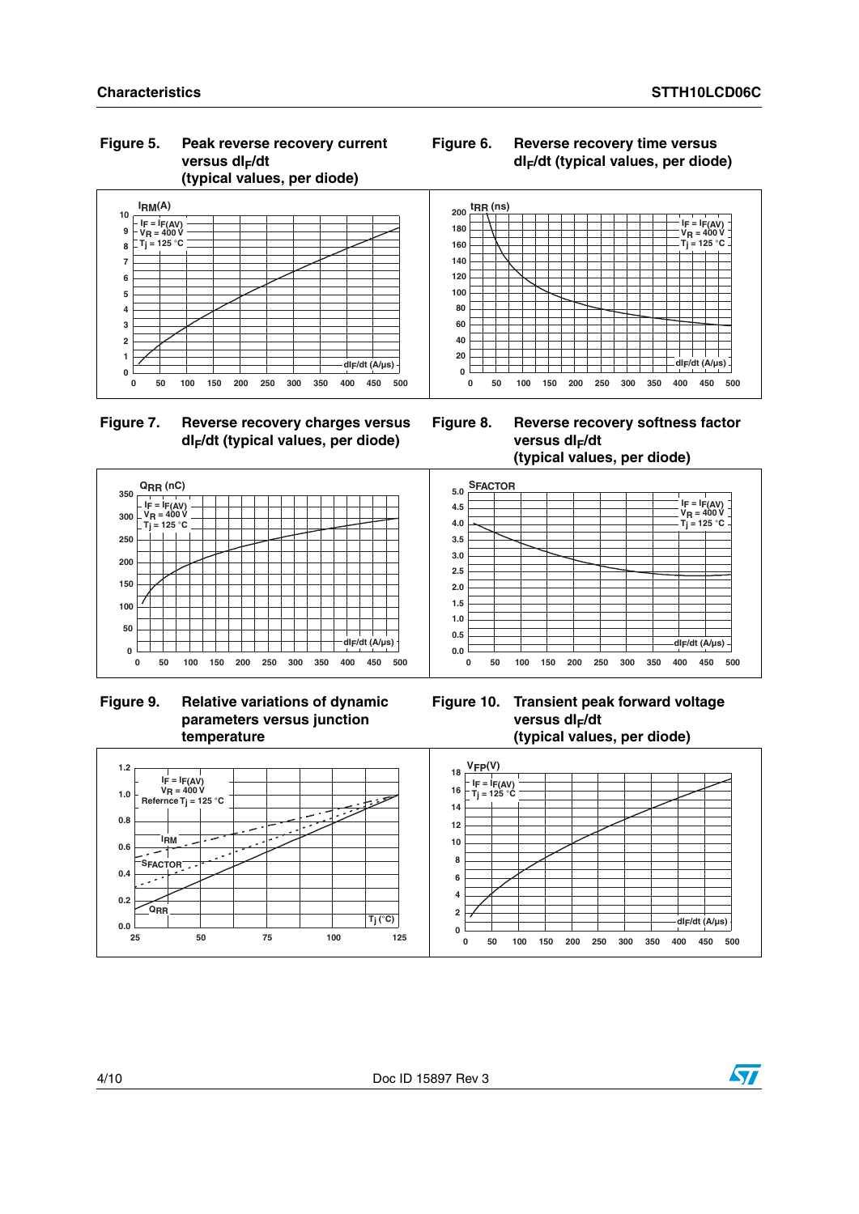**Figure 5. Peak reverse recovery current versus $dI_F/dt$ (typical values, per diode)**

**Figure 6. Reverse recovery time versus $dI_F/dt$ (typical values, per diode)**

**Figure 7. Reverse recovery charges versus $dI_F/dt$ (typical values, per diode)**

**Figure 8. Reverse recovery softness factor versus $dI_F/dt$ (typical values, per diode)**

**Figure 9. Relative variations of dynamic parameters versus junction temperature**

**Figure 10. Transient peak forward voltage versus $dI_F/dt$ (typical values, per diode)**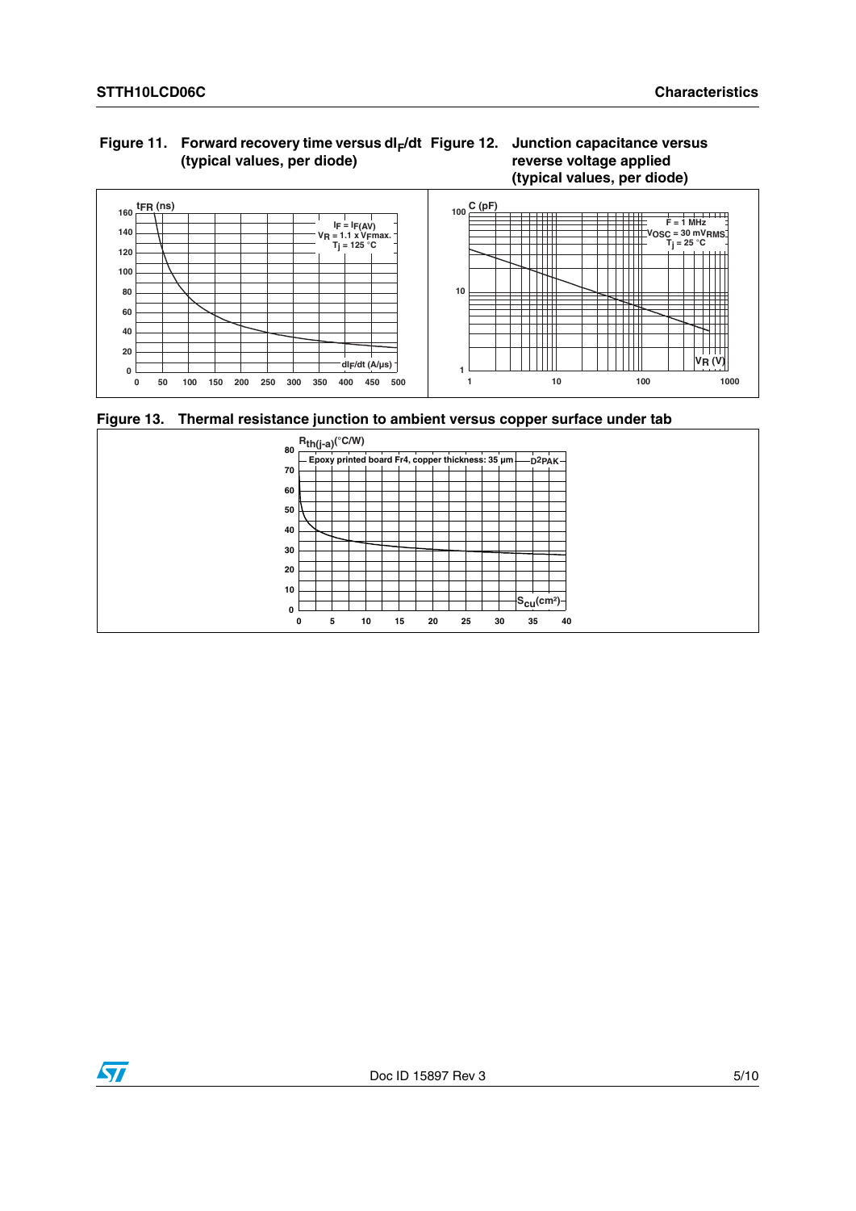**Figure 11. Forward recovery time versus $dI_F/dt$ (typical values, per diode)**

**Figure 12. Junction capacitance versus reverse voltage applied (typical values, per diode)**

**Figure 13. Thermal resistance junction to ambient versus copper surface under tab**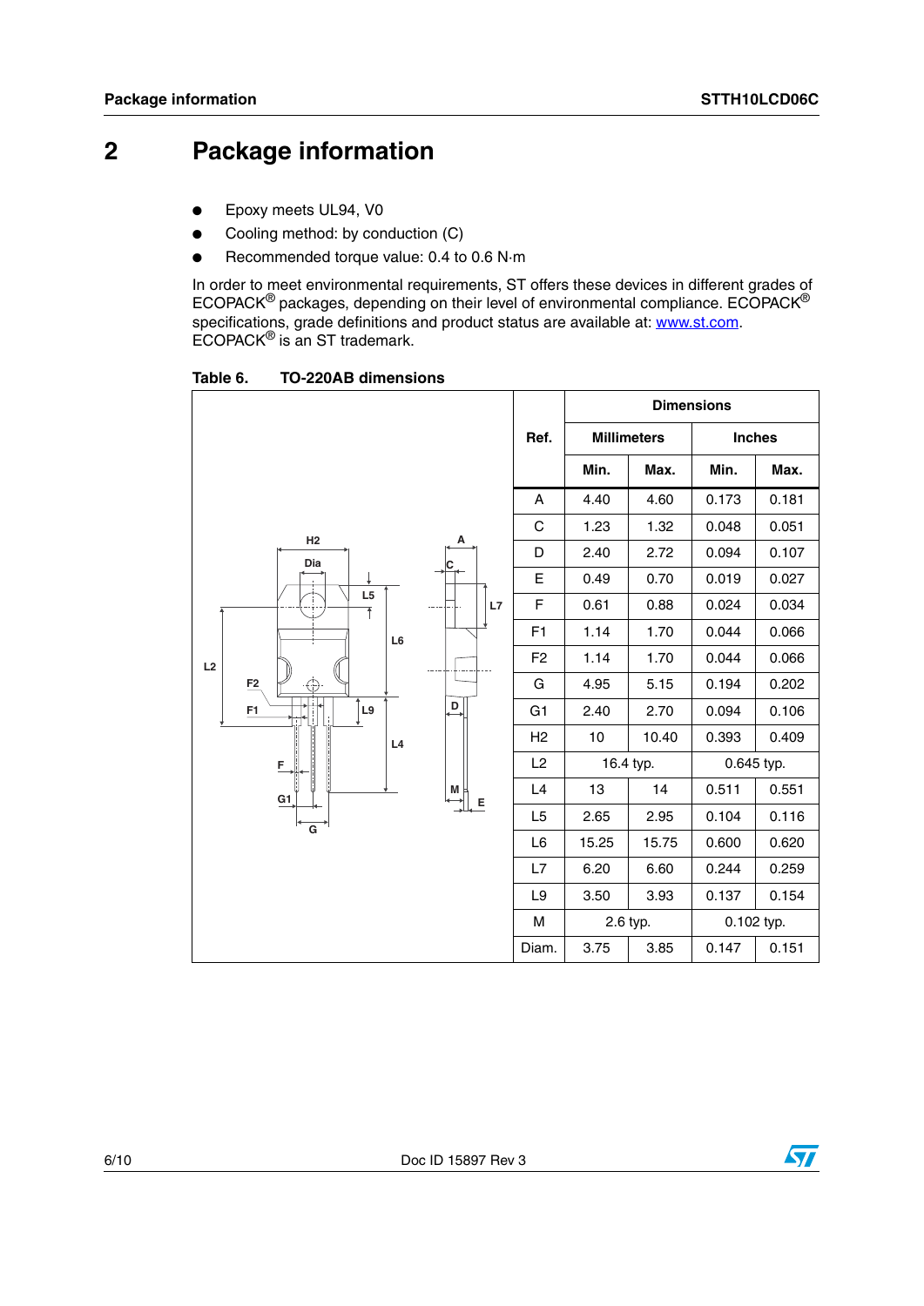# 2 Package information

- Epoxy meets UL94, V0
- Cooling method: by conduction (C)
- Recommended torque value: 0.4 to 0.6 N·m

In order to meet environmental requirements, ST offers these devices in different grades of ECOPACK® packages, depending on their level of environmental compliance. ECOPACK® specifications, grade definitions and product status are available at: www.st.com. ECOPACK® is an ST trademark.

**Table 6. TO-220AB dimensions**

| Ref. | Dimensions | | | |
|---|---|---|---|---|
| | Millimeters | | Inches | |
| | Min. | Max. | Min. | Max. |
| A | 4.40 | 4.60 | 0.173 | 0.181 |
| C | 1.23 | 1.32 | 0.048 | 0.051 |
| D | 2.40 | 2.72 | 0.094 | 0.107 |
| E | 0.49 | 0.70 | 0.019 | 0.027 |
| F | 0.61 | 0.88 | 0.024 | 0.034 |
| F1 | 1.14 | 1.70 | 0.044 | 0.066 |
| F2 | 1.14 | 1.70 | 0.044 | 0.066 |
| G | 4.95 | 5.15 | 0.194 | 0.202 |
| G1 | 2.40 | 2.70 | 0.094 | 0.106 |
| H2 | 10 | 10.40 | 0.393 | 0.409 |
| L2 | 16.4 typ. | | 0.645 typ. | |
| L4 | 13 | 14 | 0.511 | 0.551 |
| L5 | 2.65 | 2.95 | 0.104 | 0.116 |
| L6 | 15.25 | 15.75 | 0.600 | 0.620 |
| L7 | 6.20 | 6.60 | 0.244 | 0.259 |
| L9 | 3.50 | 3.93 | 0.137 | 0.154 |
| M | 2.6 typ. | | 0.102 typ. | |
| Diam. | 3.75 | 3.85 | 0.147 | 0.151 |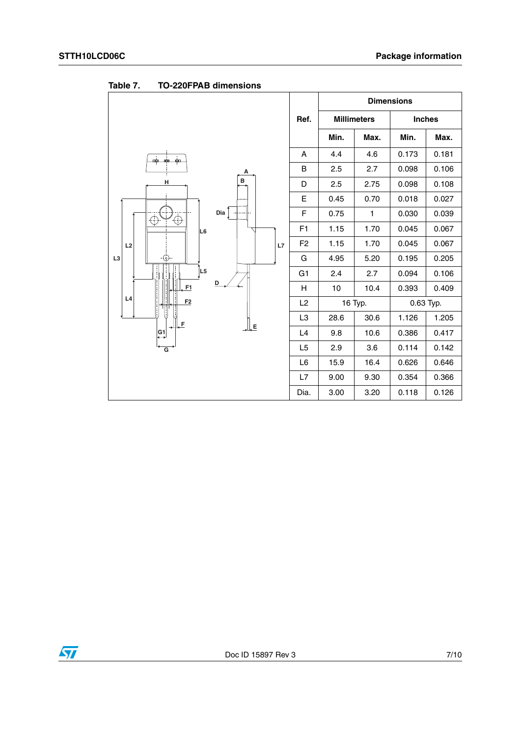Table 7. TO-220FPAB dimensions

| Ref. | Dimensions | | | |
|---|---|---|---|---|
| | Millimeters | | Inches | |
| | Min. | Max. | Min. | Max. |
| A | 4.4 | 4.6 | 0.173 | 0.181 |
| B | 2.5 | 2.7 | 0.098 | 0.106 |
| D | 2.5 | 2.75 | 0.098 | 0.108 |
| E | 0.45 | 0.70 | 0.018 | 0.027 |
| F | 0.75 | 1 | 0.030 | 0.039 |
| F1 | 1.15 | 1.70 | 0.045 | 0.067 |
| F2 | 1.15 | 1.70 | 0.045 | 0.067 |
| G | 4.95 | 5.20 | 0.195 | 0.205 |
| G1 | 2.4 | 2.7 | 0.094 | 0.106 |
| H | 10 | 10.4 | 0.393 | 0.409 |
| L2 | 16 Typ. | | 0.63 Typ. | |
| L3 | 28.6 | 30.6 | 1.126 | 1.205 |
| L4 | 9.8 | 10.6 | 0.386 | 0.417 |
| L5 | 2.9 | 3.6 | 0.114 | 0.142 |
| L6 | 15.9 | 16.4 | 0.626 | 0.646 |
| L7 | 9.00 | 9.30 | 0.354 | 0.366 |
| Dia. | 3.00 | 3.20 | 0.118 | 0.126 |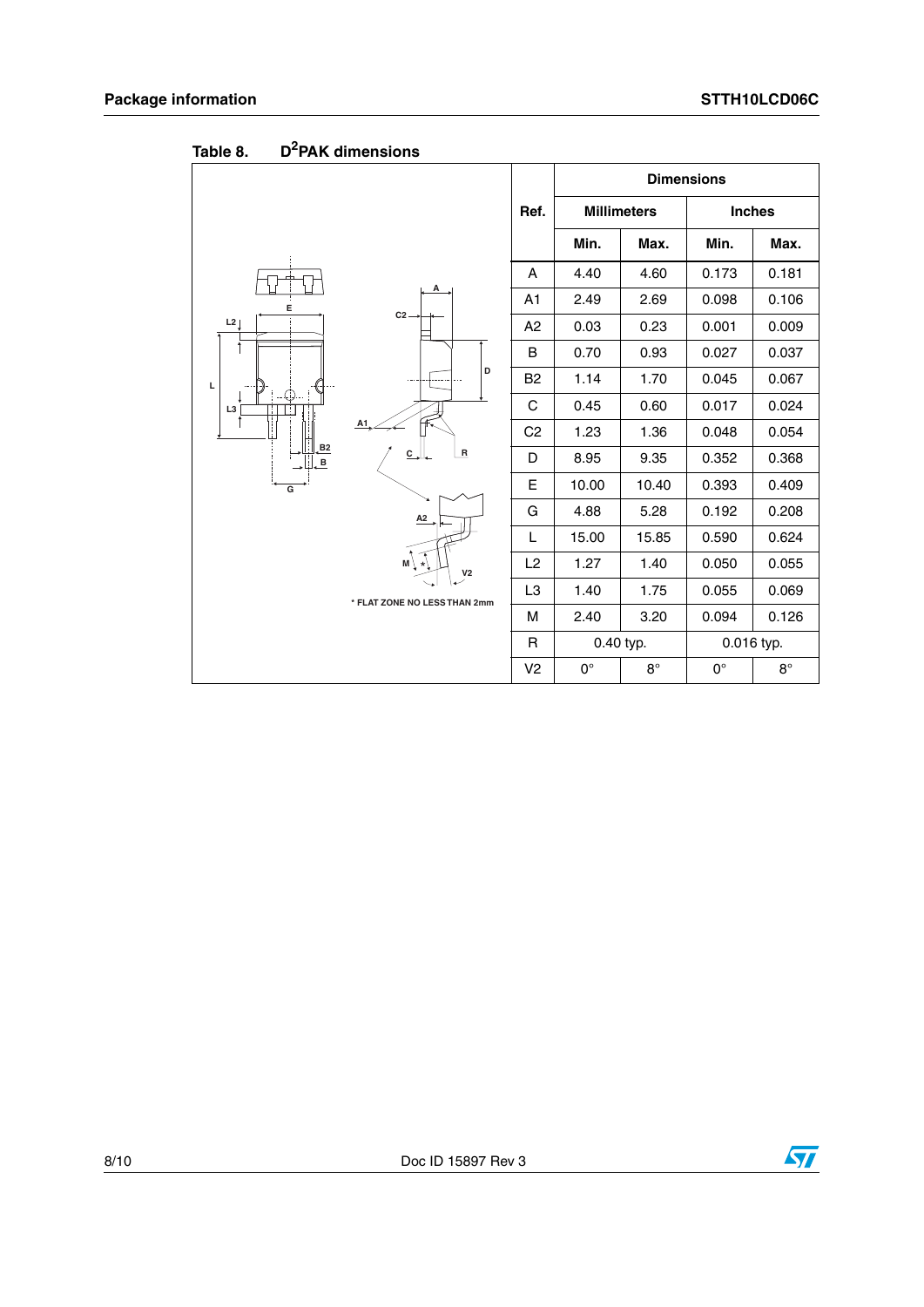Table 8. $D^2PAK$ dimensions

* FLAT ZONE NO LESS THAN 2mm

| Ref. | Dimensions | | | |
|---|---|---|---|---|
| | Millimeters | | Inches | |
| | Min. | Max. | Min. | Max. |
| A | 4.40 | 4.60 | 0.173 | 0.181 |
| A1 | 2.49 | 2.69 | 0.098 | 0.106 |
| A2 | 0.03 | 0.23 | 0.001 | 0.009 |
| B | 0.70 | 0.93 | 0.027 | 0.037 |
| B2 | 1.14 | 1.70 | 0.045 | 0.067 |
| C | 0.45 | 0.60 | 0.017 | 0.024 |
| C2 | 1.23 | 1.36 | 0.048 | 0.054 |
| D | 8.95 | 9.35 | 0.352 | 0.368 |
| E | 10.00 | 10.40 | 0.393 | 0.409 |
| G | 4.88 | 5.28 | 0.192 | 0.208 |
| L | 15.00 | 15.85 | 0.590 | 0.624 |
| L2 | 1.27 | 1.40 | 0.050 | 0.055 |
| L3 | 1.40 | 1.75 | 0.055 | 0.069 |
| M | 2.40 | 3.20 | 0.094 | 0.126 |
| R | 0.40 typ. | | 0.016 typ. | |
| V2 | 0° | 8° | 0° | 8° |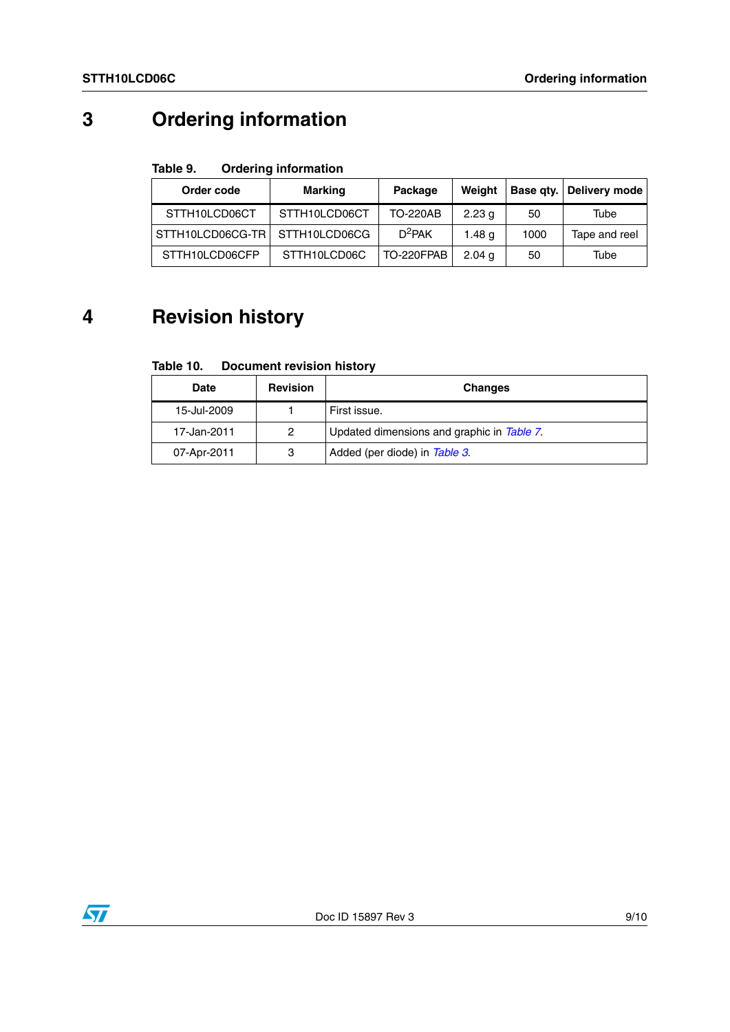# 3 Ordering information

Table 9. Ordering information

| Order code | Marking | Package | Weight | Base qty. | Delivery mode |
|---|---|---|---|---|---|
| STTH10LCD06CT | STTH10LCD06CT | TO-220AB | 2.23 g | 50 | Tube |
| STTH10LCD06CG-TR | STTH10LCD06CG | $D^2PAK$ | 1.48 g | 1000 | Tape and reel |
| STTH10LCD06CFP | STTH10LCD06C | TO-220FPAB | 2.04 g | 50 | Tube |

# 4 Revision history

Table 10. Document revision history

| Date | Revision | Changes |
|---|---|---|
| 15-Jul-2009 | 1 | First issue. |
| 17-Jan-2011 | 2 | Updated dimensions and graphic in *Table 7*. |
| 07-Apr-2011 | 3 | Added (per diode) in *Table 3*. |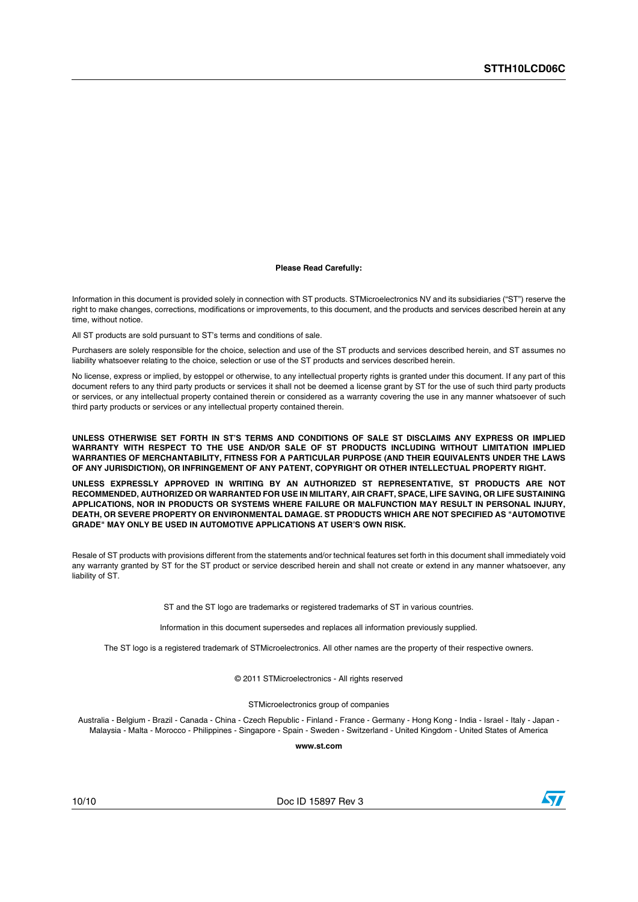**Please Read Carefully:**

Information in this document is provided solely in connection with ST products. STMicroelectronics NV and its subsidiaries ("ST") reserve the right to make changes, corrections, modifications or improvements, to this document, and the products and services described herein at any time, without notice.

All ST products are sold pursuant to ST's terms and conditions of sale.

Purchasers are solely responsible for the choice, selection and use of the ST products and services described herein, and ST assumes no liability whatsoever relating to the choice, selection or use of the ST products and services described herein.

No license, express or implied, by estoppel or otherwise, to any intellectual property rights is granted under this document. If any part of this document refers to any third party products or services it shall not be deemed a license grant by ST for the use of such third party products or services, or any intellectual property contained therein or considered as a warranty covering the use in any manner whatsoever of such third party products or services or any intellectual property contained therein.

**UNLESS OTHERWISE SET FORTH IN ST'S TERMS AND CONDITIONS OF SALE ST DISCLAIMS ANY EXPRESS OR IMPLIED WARRANTY WITH RESPECT TO THE USE AND/OR SALE OF ST PRODUCTS INCLUDING WITHOUT LIMITATION IMPLIED WARRANTIES OF MERCHANTABILITY, FITNESS FOR A PARTICULAR PURPOSE (AND THEIR EQUIVALENTS UNDER THE LAWS OF ANY JURISDICTION), OR INFRINGEMENT OF ANY PATENT, COPYRIGHT OR OTHER INTELLECTUAL PROPERTY RIGHT.**

**UNLESS EXPRESSLY APPROVED IN WRITING BY AN AUTHORIZED ST REPRESENTATIVE, ST PRODUCTS ARE NOT RECOMMENDED, AUTHORIZED OR WARRANTED FOR USE IN MILITARY, AIR CRAFT, SPACE, LIFE SAVING, OR LIFE SUSTAINING APPLICATIONS, NOR IN PRODUCTS OR SYSTEMS WHERE FAILURE OR MALFUNCTION MAY RESULT IN PERSONAL INJURY, DEATH, OR SEVERE PROPERTY OR ENVIRONMENTAL DAMAGE. ST PRODUCTS WHICH ARE NOT SPECIFIED AS "AUTOMOTIVE GRADE" MAY ONLY BE USED IN AUTOMOTIVE APPLICATIONS AT USER'S OWN RISK.**

Resale of ST products with provisions different from the statements and/or technical features set forth in this document shall immediately void any warranty granted by ST for the ST product or service described herein and shall not create or extend in any manner whatsoever, any liability of ST.

ST and the ST logo are trademarks or registered trademarks of ST in various countries.

Information in this document supersedes and replaces all information previously supplied.

The ST logo is a registered trademark of STMicroelectronics. All other names are the property of their respective owners.

© 2011 STMicroelectronics - All rights reserved

STMicroelectronics group of companies

Australia - Belgium - Brazil - Canada - China - Czech Republic - Finland - France - Germany - Hong Kong - India - Israel - Italy - Japan - Malaysia - Malta - Morocco - Philippines - Singapore - Spain - Sweden - Switzerland - United Kingdom - United States of America

**www.st.com**